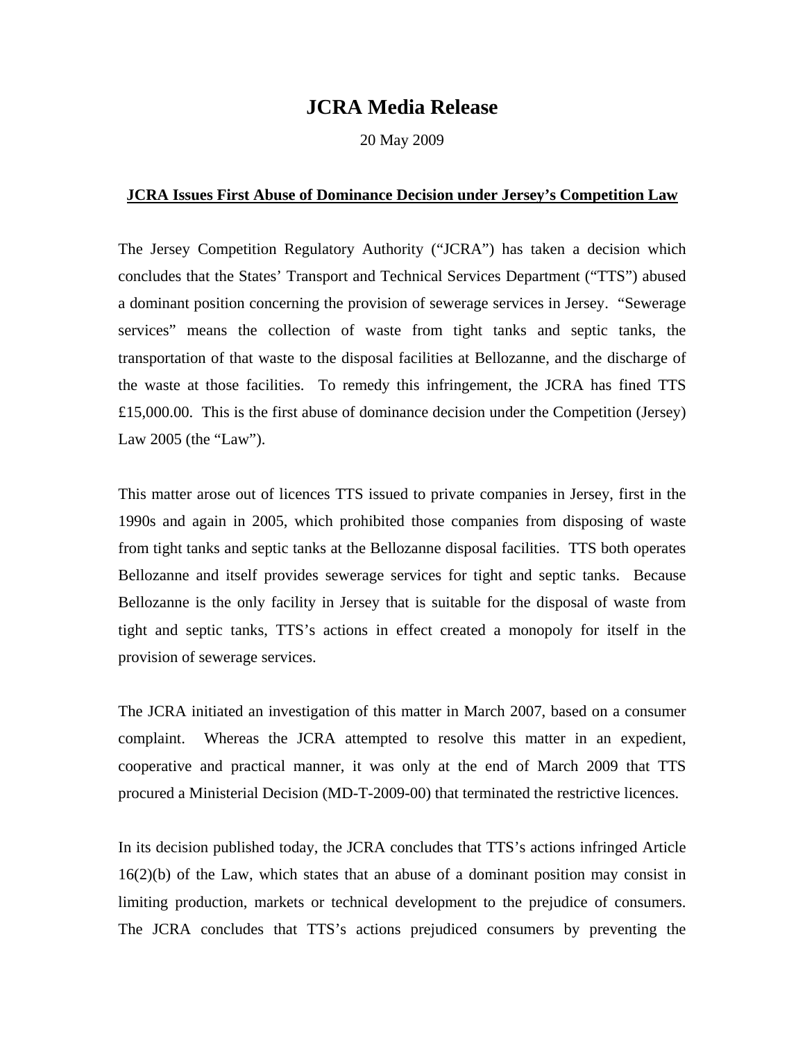# JCRA Media Release

20 May 2009

**JCRA Issues First Abuse of Dominance Decision under Jersey's Competition Law**

The Jersey Competition Regulatory Authority ("JCRA") has taken a decision which concludes that the States' Transport and Technical Services Department ("TTS") abused a dominant position concerning the provision of sewerage services in Jersey. "Sewerage services" means the collection of waste from tight tanks and septic tanks, the transportation of that waste to the disposal facilities at Bellozanne, and the discharge of the waste at those facilities. To remedy this infringement, the JCRA has fined TTS £15,000.00. This is the first abuse of dominance decision under the Competition (Jersey) Law 2005 (the "Law").

This matter arose out of licences TTS issued to private companies in Jersey, first in the 1990s and again in 2005, which prohibited those companies from disposing of waste from tight tanks and septic tanks at the Bellozanne disposal facilities. TTS both operates Bellozanne and itself provides sewerage services for tight and septic tanks. Because Bellozanne is the only facility in Jersey that is suitable for the disposal of waste from tight and septic tanks, TTS's actions in effect created a monopoly for itself in the provision of sewerage services.

The JCRA initiated an investigation of this matter in March 2007, based on a consumer complaint. Whereas the JCRA attempted to resolve this matter in an expedient, cooperative and practical manner, it was only at the end of March 2009 that TTS procured a Ministerial Decision (MD-T-2009-00) that terminated the restrictive licences.

In its decision published today, the JCRA concludes that TTS's actions infringed Article 16(2)(b) of the Law, which states that an abuse of a dominant position may consist in limiting production, markets or technical development to the prejudice of consumers. The JCRA concludes that TTS's actions prejudiced consumers by preventing the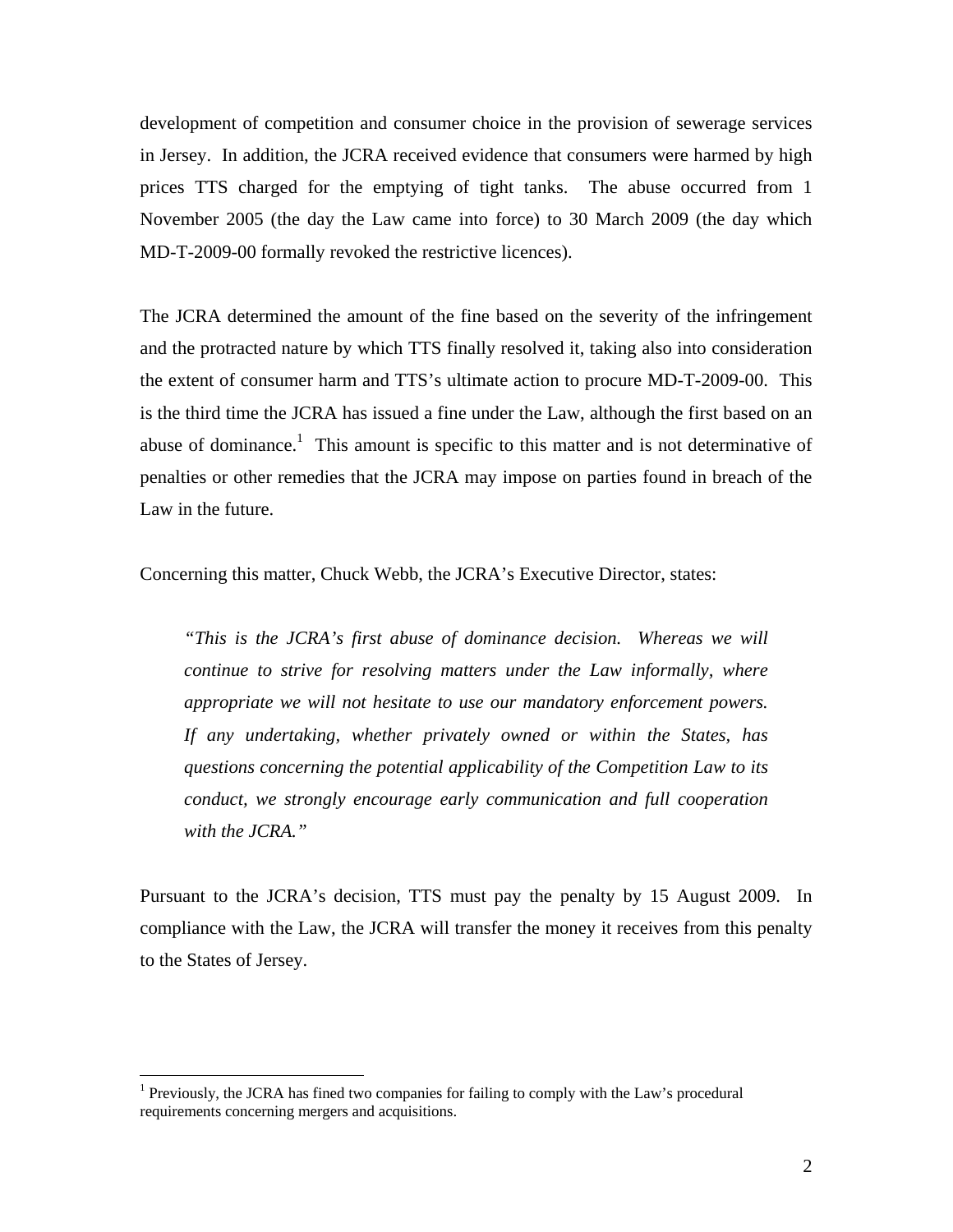development of competition and consumer choice in the provision of sewerage services in Jersey. In addition, the JCRA received evidence that consumers were harmed by high prices TTS charged for the emptying of tight tanks. The abuse occurred from 1 November 2005 (the day the Law came into force) to 30 March 2009 (the day which MD-T-2009-00 formally revoked the restrictive licences).

The JCRA determined the amount of the fine based on the severity of the infringement and the protracted nature by which TTS finally resolved it, taking also into consideration the extent of consumer harm and TTS's ultimate action to procure MD-T-2009-00. This is the third time the JCRA has issued a fine under the Law, although the first based on an abuse of dominance.[1] This amount is specific to this matter and is not determinative of penalties or other remedies that the JCRA may impose on parties found in breach of the Law in the future.

Concerning this matter, Chuck Webb, the JCRA's Executive Director, states:

> *"This is the JCRA's first abuse of dominance decision. Whereas we will continue to strive for resolving matters under the Law informally, where appropriate we will not hesitate to use our mandatory enforcement powers. If any undertaking, whether privately owned or within the States, has questions concerning the potential applicability of the Competition Law to its conduct, we strongly encourage early communication and full cooperation with the JCRA."*

Pursuant to the JCRA's decision, TTS must pay the penalty by 15 August 2009. In compliance with the Law, the JCRA will transfer the money it receives from this penalty to the States of Jersey.

---

[1] Previously, the JCRA has fined two companies for failing to comply with the Law's procedural requirements concerning mergers and acquisitions.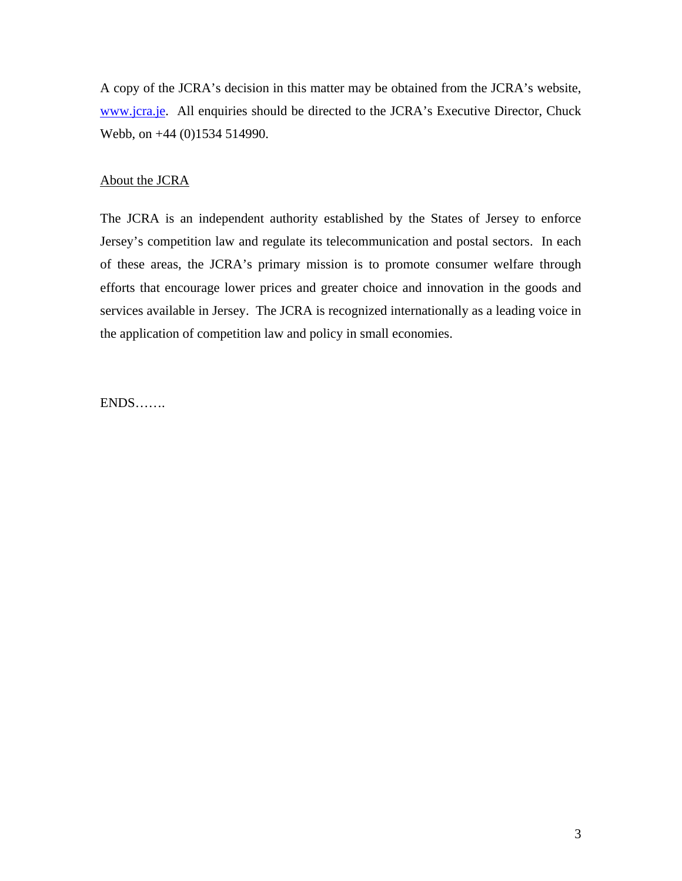A copy of the JCRA's decision in this matter may be obtained from the JCRA's website, [www.jcra.je](http://www.jcra.je). All enquiries should be directed to the JCRA's Executive Director, Chuck Webb, on +44 (0)1534 514990.

<u>About the JCRA</u>

The JCRA is an independent authority established by the States of Jersey to enforce Jersey's competition law and regulate its telecommunication and postal sectors. In each of these areas, the JCRA's primary mission is to promote consumer welfare through efforts that encourage lower prices and greater choice and innovation in the goods and services available in Jersey. The JCRA is recognized internationally as a leading voice in the application of competition law and policy in small economies.

ENDS…….